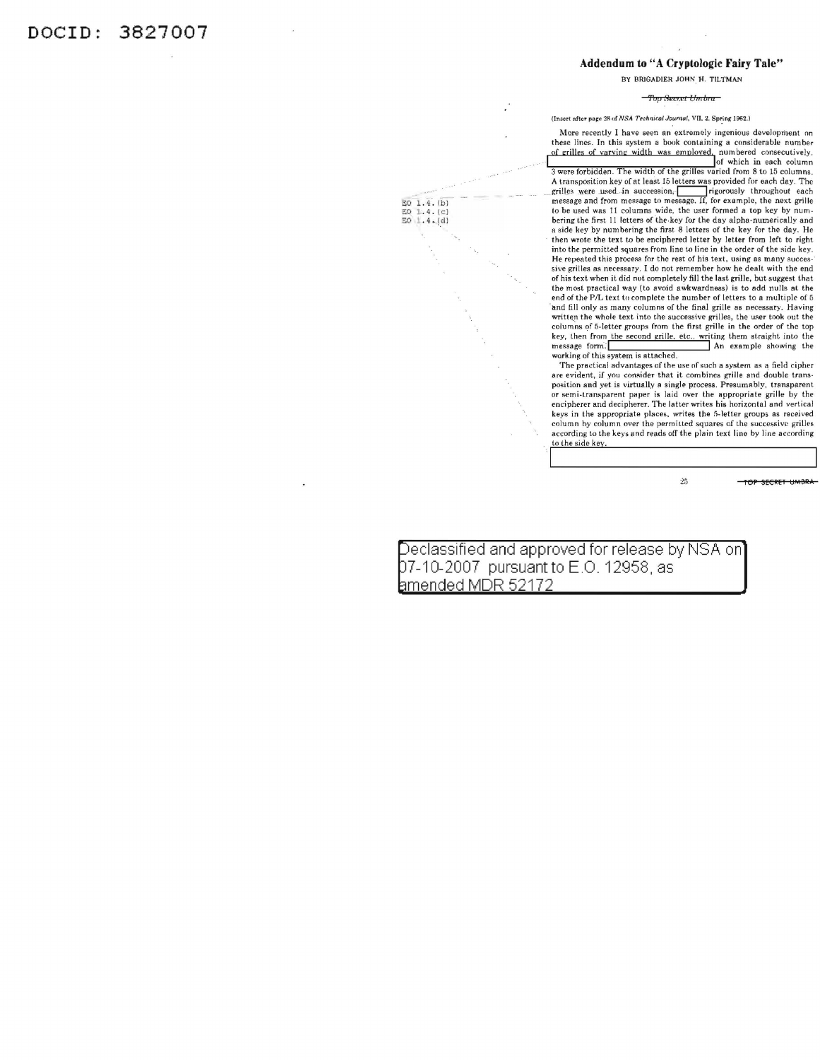DOCID: 3827007

# Addendum to "A Cryptologic Fairy Tale"

BY BRIGADIER JOHN H. TILTMAN

~~Top Secret Umbra~~

(Insert after page 28 of *NSA Technical Journal*, VII, 2, Spring 1962.)

EO 1.4.(b)
EO 1.4.(c)
EO 1.4.(d)

More recently I have seen an extremely ingenious development on these lines. In this system a book containing a considerable number of grilles of varying width was employed, numbered consecutively, [REDACTED] of which in each column 3 were forbidden. The width of the grilles varied from 8 to 15 columns. A transposition key of at least 15 letters was provided for each day. The grilles were used in succession, [REDACTED] rigorously throughout each message and from message to message. If, for example, the next grille to be used was 11 columns wide, the user formed a top key by numbering the first 11 letters of the key for the day alpha-numerically and a side key by numbering the first 8 letters of the key for the day. He then wrote the text to be enciphered letter by letter from left to right into the permitted squares from line to line in the order of the side key. He repeated this process for the rest of his text, using as many successive grilles as necessary. I do not remember how he dealt with the end of his text when it did not completely fill the last grille, but suggest that the most practical way (to avoid awkwardness) is to add nulls at the end of the P/L text to complete the number of letters to a multiple of 5 and fill only as many columns of the final grille as necessary. Having written the whole text into the successive grilles, the user took out the columns of 5-letter groups from the first grille in the order of the top key, then from the second grille, etc., writing them straight into the message form. [REDACTED] An example showing the working of this system is attached.

The practical advantages of the use of such a system as a field cipher are evident, if you consider that it combines grille and double transposition and yet is virtually a single process. Presumably, transparent or semi-transparent paper is laid over the appropriate grille by the encipherer and decipherer. The latter writes his horizontal and vertical keys in the appropriate places, writes the 5-letter groups as received column by column over the permitted squares of the successive grilles according to the keys and reads off the plain text line by line according to the side key.

[REDACTED]

~~TOP SECRET UMBRA~~

Declassified and approved for release by NSA on 07-10-2007 pursuant to E.O. 12958, as amended MDR 52172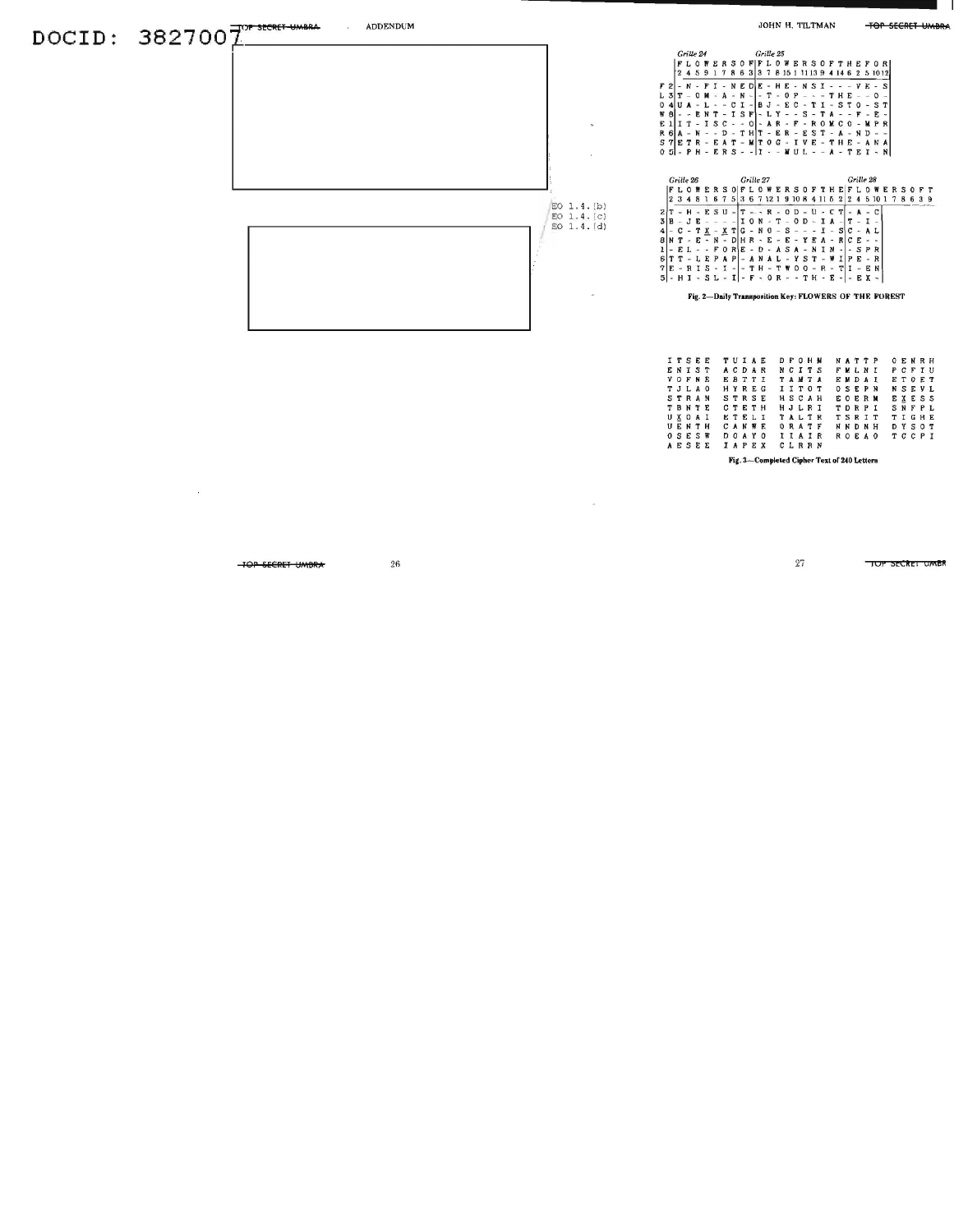EO 1.4.(b)
EO 1.4.(c)
EO 1.4.(d)

| | Grille 24 | | | | | | | | | Grille 25 | | | | | | | | | | | | | | |
|---|---|---|---|---|---|---|---|---|---|---|---|---|---|---|---|---|---|---|---|---|---|---|---|---|
| | F | L | O | W | E | R | S | O | F | F | L | O | W | E | R | S | O | F | T | H | E | F | O | R |
| | 2 | 4 | 5 | 9 | 1 | 7 | 8 | 6 | 3 | 3 | 7 | 8 | 15 | 1 | 11 | 13 | 9 | 4 | 14 | 6 | 2 | 5 | 10 | 12 |
| F 2 | - | N | - | F | I | - | N | E | D | E | - | H | E | - | N | S | I | - | - | - | V | E | - | S |
| L 3 | T | - | O | M | - | A | - | N | - | - | T | - | O | P | - | - | - | T | H | E | - | - | O | - |
| O 4 | U | A | - | L | - | - | C | I | - | B | J | - | E | C | - | T | I | - | S | T | O | - | S | T |
| W 8 | - | - | E | N | T | - | I | S | F | - | L | Y | - | - | S | - | T | A | - | - | F | - | E | - |
| E 1 | I | T | - | I | S | C | - | - | O | - | A | R | - | F | - | R | O | M | C | O | - | M | P | R |
| R 6 | A | - | N | - | - | D | - | T | H | T | - | E | R | - | E | S | T | - | A | - | N | D | - | - |
| S 7 | E | T | R | - | E | A | T | - | M | T | O | G | - | I | V | E | - | T | H | E | - | A | N | A |
| O 5 | - | P | H | - | E | R | S | - | - | I | - | - | M | U | L | - | - | A | - | T | E | I | - | N |

| | Grille 26 | | | | | | | | Grille 27 | | | | | | | | | | | | Grille 28 | | | | | | | | | |
|---|---|---|---|---|---|---|---|---|---|---|---|---|---|---|---|---|---|---|---|---|---|---|---|---|---|---|---|---|---|---|
| | F | L | O | W | E | R | S | O | F | L | O | W | E | R | S | O | F | T | H | E | F | L | O | W | E | R | S | O | F | T |
| | 2 | 3 | 4 | 8 | 1 | 6 | 7 | 5 | 3 | 6 | 7 | 12 | 1 | 9 | 10 | 8 | 4 | 11 | 5 | 2 | 2 | 4 | 5 | 10 | 1 | 7 | 8 | 6 | 3 | 9 |
| 2 | T | - | H | - | E | S | U | - | T | - | - | R | - | O | D | - | U | - | C | T | - | A | - | C | | | | | | |
| 3 | B | - | J | E | - | - | - | - | I | O | N | - | T | - | O | D | - | I | A | - | T | - | I | - | | | | | | |
| 4 | - | C | - | T | X | - | X | T | G | - | N | O | - | S | - | - | - | I | - | S | C | - | A | L | | | | | | |
| 8 | N | T | - | E | - | N | - | D | H | R | - | E | - | E | - | Y | E | A | - | R | C | E | - | - | | | | | | |
| 1 | - | E | L | - | - | F | O | R | E | - | D | - | A | S | A | - | N | I | N | - | - | S | P | R | | | | | | |
| 6 | T | T | - | L | E | P | A | P | - | A | N | A | L | - | Y | S | T | - | W | I | P | E | - | R | | | | | | |
| 7 | E | - | R | I | S | - | I | - | - | T | H | - | T | W | O | O | - | R | - | T | I | - | E | N | | | | | | |
| 5 | - | H | I | - | S | L | - | I | - | F | - | O | R | - | - | T | H | - | E | - | - | E | X | - | | | | | | |

Fig. 2—Daily Transposition Key: FLOWERS OF THE FOREST

```
ITSEE  TUIAE  DFOHM  NATTP  OENRH
ENIST  ACDAR  NCITS  FMLNI  PCFIU
VOFNE  EBTTI  TAMTA  EMDAI  ETOET
TJLAO  HYREG  IITOT  OSEPN  NSEVL
STRAN  STRSE  HSCAH  EOERM  EXESS
TBNTE  CTETH  HJLRI  TDRPI  SNFPL
UXOAI  ETELI  TALTR  TSRIT  TIGHE
UENTH  CANWE  ORATF  NNDNH  DYSOT
OSESW  DOAYO  IIAIR  ROEAO  TCCPI
AESEE  IAPEX  CLRRN
```

Fig. 3—Completed Cipher Text of 240 Letters